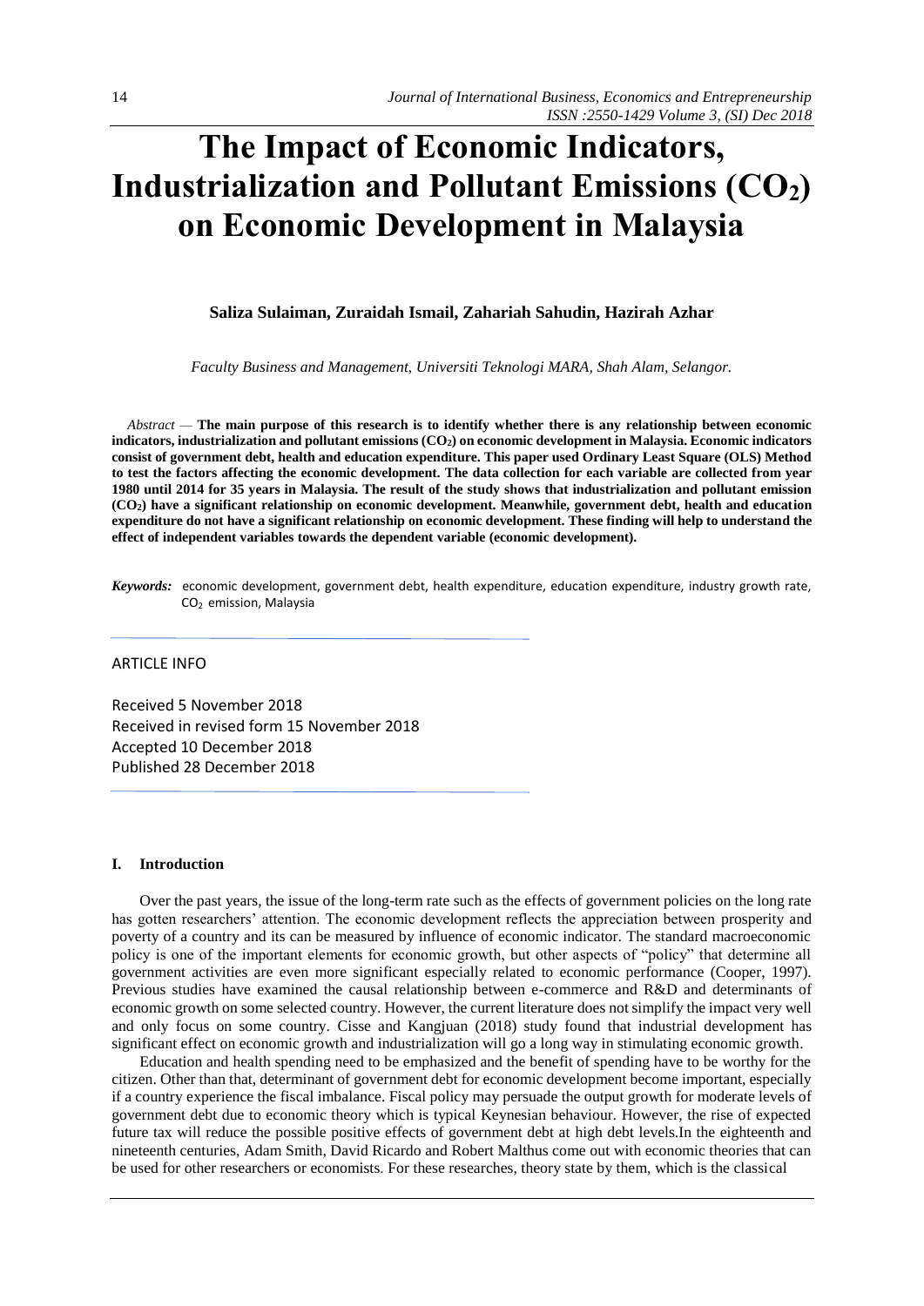# The Impact of Economic Indicators, Industrialization and Pollutant Emissions ($CO_2$) on Economic Development in Malaysia

**Saliza Sulaiman, Zuraidah Ismail, Zahariah Sahudin, Hazirah Azhar**

*Faculty Business and Management, Universiti Teknologi MARA, Shah Alam, Selangor.*

*Abstract* — **The main purpose of this research is to identify whether there is any relationship between economic indicators, industrialization and pollutant emissions ($CO_2$) on economic development in Malaysia. Economic indicators consist of government debt, health and education expenditure. This paper used Ordinary Least Square (OLS) Method to test the factors affecting the economic development. The data collection for each variable are collected from year 1980 until 2014 for 35 years in Malaysia. The result of the study shows that industrialization and pollutant emission ($CO_2$) have a significant relationship on economic development. Meanwhile, government debt, health and education expenditure do not have a significant relationship on economic development. These finding will help to understand the effect of independent variables towards the dependent variable (economic development).**

***Keywords:*** economic development, government debt, health expenditure, education expenditure, industry growth rate, $CO_2$ emission, Malaysia

ARTICLE INFO

Received 5 November 2018
Received in revised form 15 November 2018
Accepted 10 December 2018
Published 28 December 2018

## I. Introduction

Over the past years, the issue of the long-term rate such as the effects of government policies on the long rate has gotten researchers' attention. The economic development reflects the appreciation between prosperity and poverty of a country and its can be measured by influence of economic indicator. The standard macroeconomic policy is one of the important elements for economic growth, but other aspects of "policy" that determine all government activities are even more significant especially related to economic performance (Cooper, 1997). Previous studies have examined the causal relationship between e-commerce and R&D and determinants of economic growth on some selected country. However, the current literature does not simplify the impact very well and only focus on some country. Cisse and Kangjuan (2018) study found that industrial development has significant effect on economic growth and industrialization will go a long way in stimulating economic growth.

Education and health spending need to be emphasized and the benefit of spending have to be worthy for the citizen. Other than that, determinant of government debt for economic development become important, especially if a country experience the fiscal imbalance. Fiscal policy may persuade the output growth for moderate levels of government debt due to economic theory which is typical Keynesian behaviour. However, the rise of expected future tax will reduce the possible positive effects of government debt at high debt levels.In the eighteenth and nineteenth centuries, Adam Smith, David Ricardo and Robert Malthus come out with economic theories that can be used for other researchers or economists. For these researches, theory state by them, which is the classical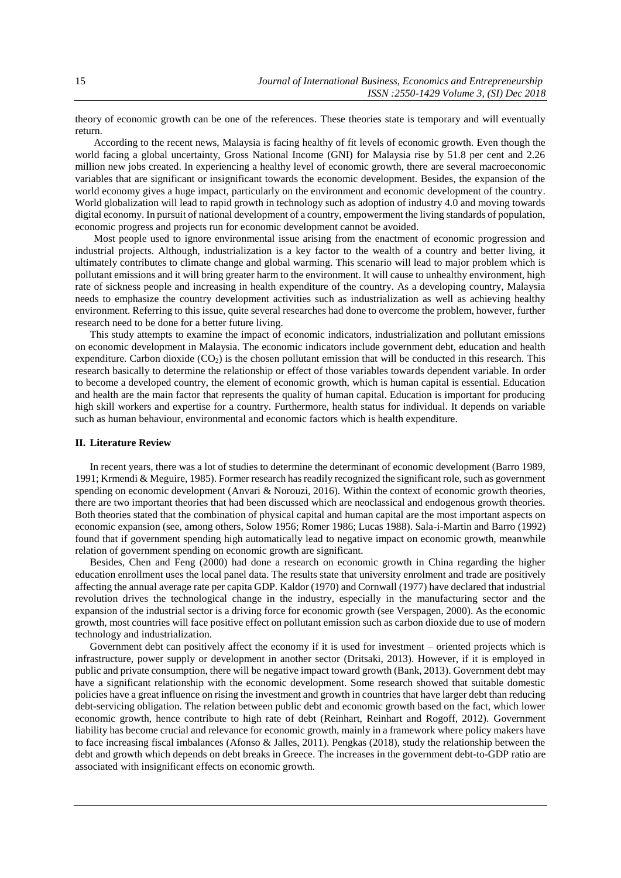theory of economic growth can be one of the references. These theories state is temporary and will eventually return.

According to the recent news, Malaysia is facing healthy of fit levels of economic growth. Even though the world facing a global uncertainty, Gross National Income (GNI) for Malaysia rise by 51.8 per cent and 2.26 million new jobs created. In experiencing a healthy level of economic growth, there are several macroeconomic variables that are significant or insignificant towards the economic development. Besides, the expansion of the world economy gives a huge impact, particularly on the environment and economic development of the country. World globalization will lead to rapid growth in technology such as adoption of industry 4.0 and moving towards digital economy. In pursuit of national development of a country, empowerment the living standards of population, economic progress and projects run for economic development cannot be avoided.

Most people used to ignore environmental issue arising from the enactment of economic progression and industrial projects. Although, industrialization is a key factor to the wealth of a country and better living, it ultimately contributes to climate change and global warming. This scenario will lead to major problem which is pollutant emissions and it will bring greater harm to the environment. It will cause to unhealthy environment, high rate of sickness people and increasing in health expenditure of the country. As a developing country, Malaysia needs to emphasize the country development activities such as industrialization as well as achieving healthy environment. Referring to this issue, quite several researches had done to overcome the problem, however, further research need to be done for a better future living.

This study attempts to examine the impact of economic indicators, industrialization and pollutant emissions on economic development in Malaysia. The economic indicators include government debt, education and health expenditure. Carbon dioxide ($CO_2$) is the chosen pollutant emission that will be conducted in this research. This research basically to determine the relationship or effect of those variables towards dependent variable. In order to become a developed country, the element of economic growth, which is human capital is essential. Education and health are the main factor that represents the quality of human capital. Education is important for producing high skill workers and expertise for a country. Furthermore, health status for individual. It depends on variable such as human behaviour, environmental and economic factors which is health expenditure.

## II. Literature Review

In recent years, there was a lot of studies to determine the determinant of economic development (Barro 1989, 1991; Krmendi & Meguire, 1985). Former research has readily recognized the significant role, such as government spending on economic development (Anvari & Norouzi, 2016). Within the context of economic growth theories, there are two important theories that had been discussed which are neoclassical and endogenous growth theories. Both theories stated that the combination of physical capital and human capital are the most important aspects on economic expansion (see, among others, Solow 1956; Romer 1986; Lucas 1988). Sala-i-Martin and Barro (1992) found that if government spending high automatically lead to negative impact on economic growth, meanwhile relation of government spending on economic growth are significant.

Besides, Chen and Feng (2000) had done a research on economic growth in China regarding the higher education enrollment uses the local panel data. The results state that university enrolment and trade are positively affecting the annual average rate per capita GDP. Kaldor (1970) and Cornwall (1977) have declared that industrial revolution drives the technological change in the industry, especially in the manufacturing sector and the expansion of the industrial sector is a driving force for economic growth (see Verspagen, 2000). As the economic growth, most countries will face positive effect on pollutant emission such as carbon dioxide due to use of modern technology and industrialization.

Government debt can positively affect the economy if it is used for investment – oriented projects which is infrastructure, power supply or development in another sector (Dritsaki, 2013). However, if it is employed in public and private consumption, there will be negative impact toward growth (Bank, 2013). Government debt may have a significant relationship with the economic development. Some research showed that suitable domestic policies have a great influence on rising the investment and growth in countries that have larger debt than reducing debt-servicing obligation. The relation between public debt and economic growth based on the fact, which lower economic growth, hence contribute to high rate of debt (Reinhart, Reinhart and Rogoff, 2012). Government liability has become crucial and relevance for economic growth, mainly in a framework where policy makers have to face increasing fiscal imbalances (Afonso & Jalles, 2011). Pengkas (2018), study the relationship between the debt and growth which depends on debt breaks in Greece. The increases in the government debt-to-GDP ratio are associated with insignificant effects on economic growth.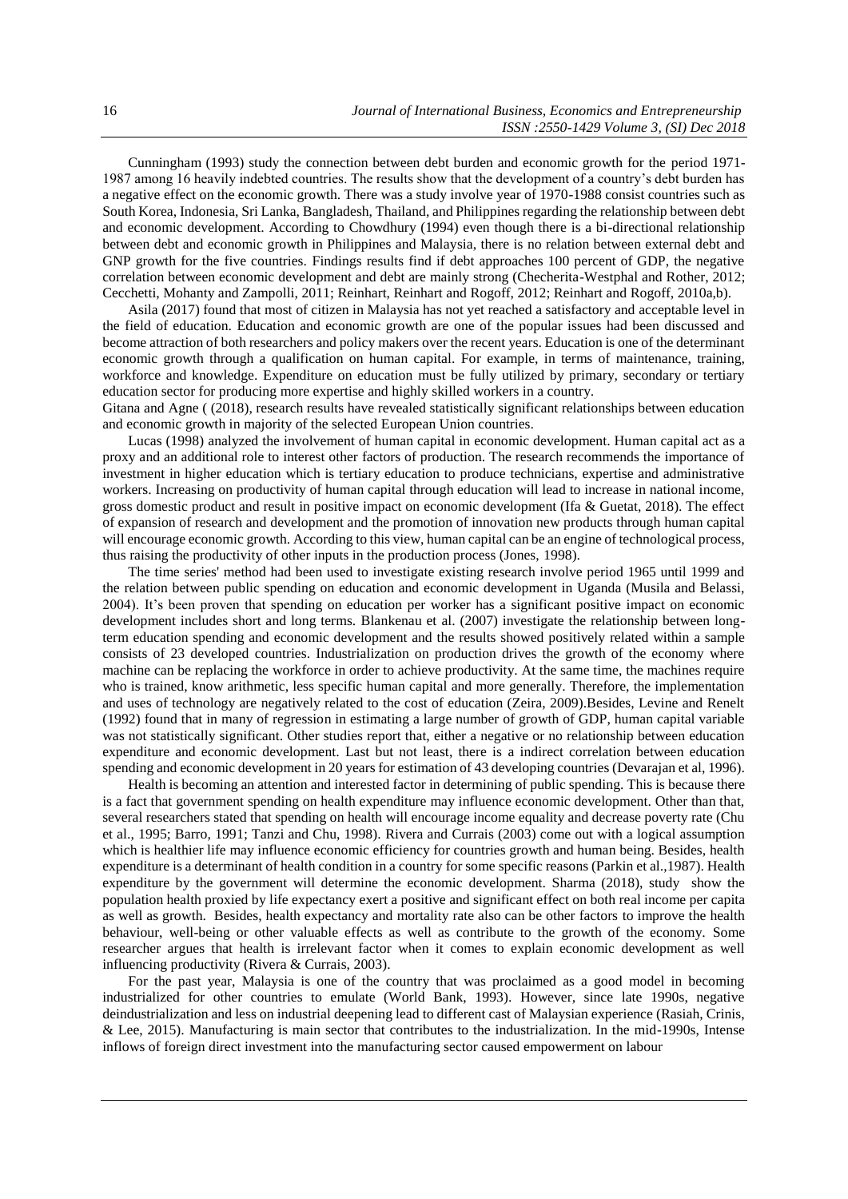Cunningham (1993) study the connection between debt burden and economic growth for the period 1971-1987 among 16 heavily indebted countries. The results show that the development of a country's debt burden has a negative effect on the economic growth. There was a study involve year of 1970-1988 consist countries such as South Korea, Indonesia, Sri Lanka, Bangladesh, Thailand, and Philippines regarding the relationship between debt and economic development. According to Chowdhury (1994) even though there is a bi-directional relationship between debt and economic growth in Philippines and Malaysia, there is no relation between external debt and GNP growth for the five countries. Findings results find if debt approaches 100 percent of GDP, the negative correlation between economic development and debt are mainly strong (Checherita-Westphal and Rother, 2012; Cecchetti, Mohanty and Zampolli, 2011; Reinhart, Reinhart and Rogoff, 2012; Reinhart and Rogoff, 2010a,b).

Asila (2017) found that most of citizen in Malaysia has not yet reached a satisfactory and acceptable level in the field of education. Education and economic growth are one of the popular issues had been discussed and become attraction of both researchers and policy makers over the recent years. Education is one of the determinant economic growth through a qualification on human capital. For example, in terms of maintenance, training, workforce and knowledge. Expenditure on education must be fully utilized by primary, secondary or tertiary education sector for producing more expertise and highly skilled workers in a country.

Gitana and Agne ( (2018), research results have revealed statistically significant relationships between education and economic growth in majority of the selected European Union countries.

Lucas (1998) analyzed the involvement of human capital in economic development. Human capital act as a proxy and an additional role to interest other factors of production. The research recommends the importance of investment in higher education which is tertiary education to produce technicians, expertise and administrative workers. Increasing on productivity of human capital through education will lead to increase in national income, gross domestic product and result in positive impact on economic development (Ifa & Guetat, 2018). The effect of expansion of research and development and the promotion of innovation new products through human capital will encourage economic growth. According to this view, human capital can be an engine of technological process, thus raising the productivity of other inputs in the production process (Jones, 1998).

The time series' method had been used to investigate existing research involve period 1965 until 1999 and the relation between public spending on education and economic development in Uganda (Musila and Belassi, 2004). It's been proven that spending on education per worker has a significant positive impact on economic development includes short and long terms. Blankenau et al. (2007) investigate the relationship between long-term education spending and economic development and the results showed positively related within a sample consists of 23 developed countries. Industrialization on production drives the growth of the economy where machine can be replacing the workforce in order to achieve productivity. At the same time, the machines require who is trained, know arithmetic, less specific human capital and more generally. Therefore, the implementation and uses of technology are negatively related to the cost of education (Zeira, 2009).Besides, Levine and Renelt (1992) found that in many of regression in estimating a large number of growth of GDP, human capital variable was not statistically significant. Other studies report that, either a negative or no relationship between education expenditure and economic development. Last but not least, there is a indirect correlation between education spending and economic development in 20 years for estimation of 43 developing countries (Devarajan et al, 1996).

Health is becoming an attention and interested factor in determining of public spending. This is because there is a fact that government spending on health expenditure may influence economic development. Other than that, several researchers stated that spending on health will encourage income equality and decrease poverty rate (Chu et al., 1995; Barro, 1991; Tanzi and Chu, 1998). Rivera and Currais (2003) come out with a logical assumption which is healthier life may influence economic efficiency for countries growth and human being. Besides, health expenditure is a determinant of health condition in a country for some specific reasons (Parkin et al.,1987). Health expenditure by the government will determine the economic development. Sharma (2018), study show the population health proxied by life expectancy exert a positive and significant effect on both real income per capita as well as growth. Besides, health expectancy and mortality rate also can be other factors to improve the health behaviour, well-being or other valuable effects as well as contribute to the growth of the economy. Some researcher argues that health is irrelevant factor when it comes to explain economic development as well influencing productivity (Rivera & Currais, 2003).

For the past year, Malaysia is one of the country that was proclaimed as a good model in becoming industrialized for other countries to emulate (World Bank, 1993). However, since late 1990s, negative deindustrialization and less on industrial deepening lead to different cast of Malaysian experience (Rasiah, Crinis, & Lee, 2015). Manufacturing is main sector that contributes to the industrialization. In the mid-1990s, Intense inflows of foreign direct investment into the manufacturing sector caused empowerment on labour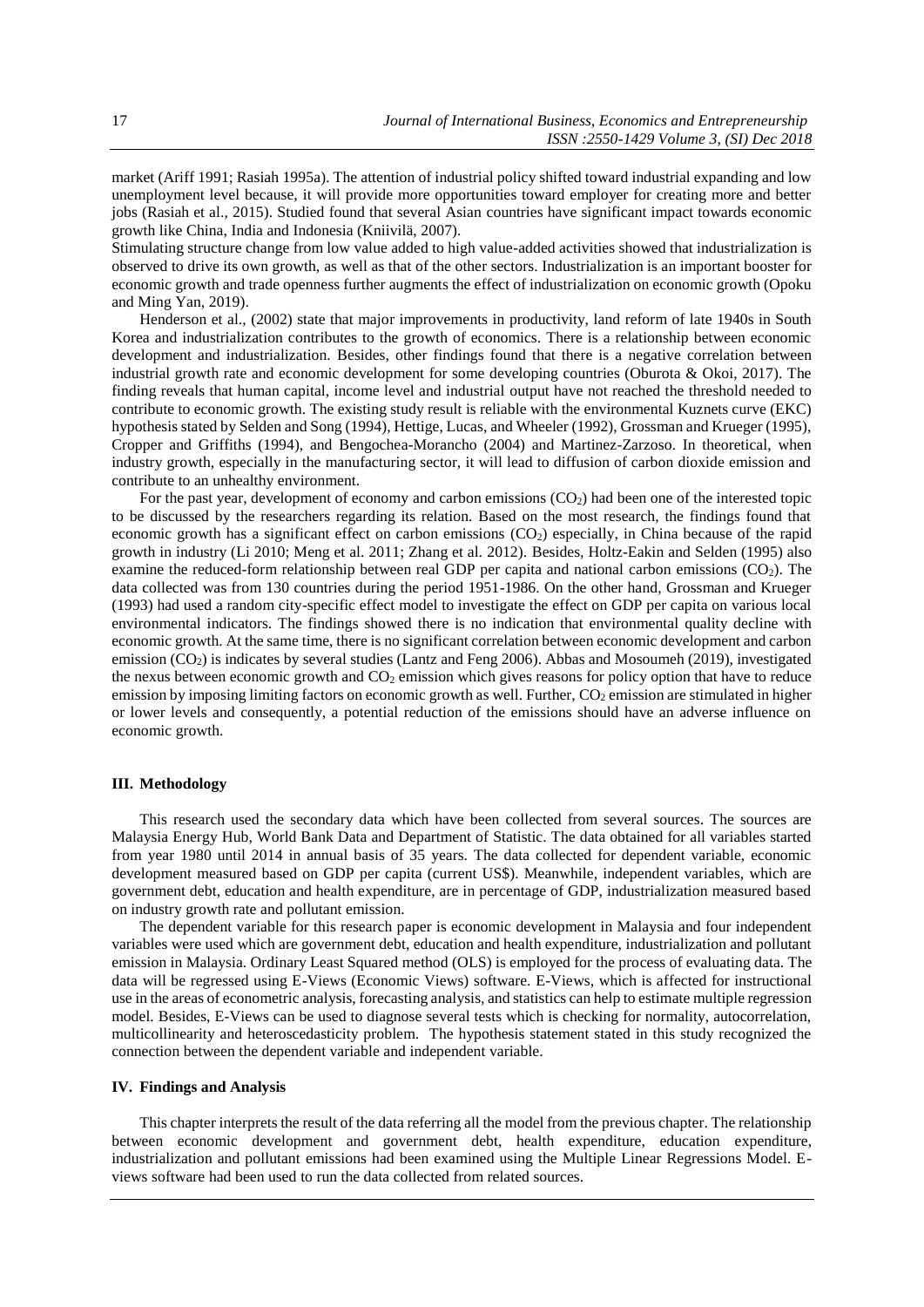market (Ariff 1991; Rasiah 1995a). The attention of industrial policy shifted toward industrial expanding and low unemployment level because, it will provide more opportunities toward employer for creating more and better jobs (Rasiah et al., 2015). Studied found that several Asian countries have significant impact towards economic growth like China, India and Indonesia (Kniivilä, 2007).

Stimulating structure change from low value added to high value-added activities showed that industrialization is observed to drive its own growth, as well as that of the other sectors. Industrialization is an important booster for economic growth and trade openness further augments the effect of industrialization on economic growth (Opoku and Ming Yan, 2019).

Henderson et al., (2002) state that major improvements in productivity, land reform of late 1940s in South Korea and industrialization contributes to the growth of economics. There is a relationship between economic development and industrialization. Besides, other findings found that there is a negative correlation between industrial growth rate and economic development for some developing countries (Oburota & Okoi, 2017). The finding reveals that human capital, income level and industrial output have not reached the threshold needed to contribute to economic growth. The existing study result is reliable with the environmental Kuznets curve (EKC) hypothesis stated by Selden and Song (1994), Hettige, Lucas, and Wheeler (1992), Grossman and Krueger (1995), Cropper and Griffiths (1994), and Bengochea-Morancho (2004) and Martinez-Zarzoso. In theoretical, when industry growth, especially in the manufacturing sector, it will lead to diffusion of carbon dioxide emission and contribute to an unhealthy environment.

For the past year, development of economy and carbon emissions ($CO_2$) had been one of the interested topic to be discussed by the researchers regarding its relation. Based on the most research, the findings found that economic growth has a significant effect on carbon emissions ($CO_2$) especially, in China because of the rapid growth in industry (Li 2010; Meng et al. 2011; Zhang et al. 2012). Besides, Holtz-Eakin and Selden (1995) also examine the reduced-form relationship between real GDP per capita and national carbon emissions ($CO_2$). The data collected was from 130 countries during the period 1951-1986. On the other hand, Grossman and Krueger (1993) had used a random city-specific effect model to investigate the effect on GDP per capita on various local environmental indicators. The findings showed there is no indication that environmental quality decline with economic growth. At the same time, there is no significant correlation between economic development and carbon emission ($CO_2$) is indicates by several studies (Lantz and Feng 2006). Abbas and Mosoumeh (2019), investigated the nexus between economic growth and $CO_2$ emission which gives reasons for policy option that have to reduce emission by imposing limiting factors on economic growth as well. Further, $CO_2$ emission are stimulated in higher or lower levels and consequently, a potential reduction of the emissions should have an adverse influence on economic growth.

## III. Methodology

This research used the secondary data which have been collected from several sources. The sources are Malaysia Energy Hub, World Bank Data and Department of Statistic. The data obtained for all variables started from year 1980 until 2014 in annual basis of 35 years. The data collected for dependent variable, economic development measured based on GDP per capita (current US$). Meanwhile, independent variables, which are government debt, education and health expenditure, are in percentage of GDP, industrialization measured based on industry growth rate and pollutant emission.

The dependent variable for this research paper is economic development in Malaysia and four independent variables were used which are government debt, education and health expenditure, industrialization and pollutant emission in Malaysia. Ordinary Least Squared method (OLS) is employed for the process of evaluating data. The data will be regressed using E-Views (Economic Views) software. E-Views, which is affected for instructional use in the areas of econometric analysis, forecasting analysis, and statistics can help to estimate multiple regression model. Besides, E-Views can be used to diagnose several tests which is checking for normality, autocorrelation, multicollinearity and heteroscedasticity problem. The hypothesis statement stated in this study recognized the connection between the dependent variable and independent variable.

## IV. Findings and Analysis

This chapter interprets the result of the data referring all the model from the previous chapter. The relationship between economic development and government debt, health expenditure, education expenditure, industrialization and pollutant emissions had been examined using the Multiple Linear Regressions Model. E-views software had been used to run the data collected from related sources.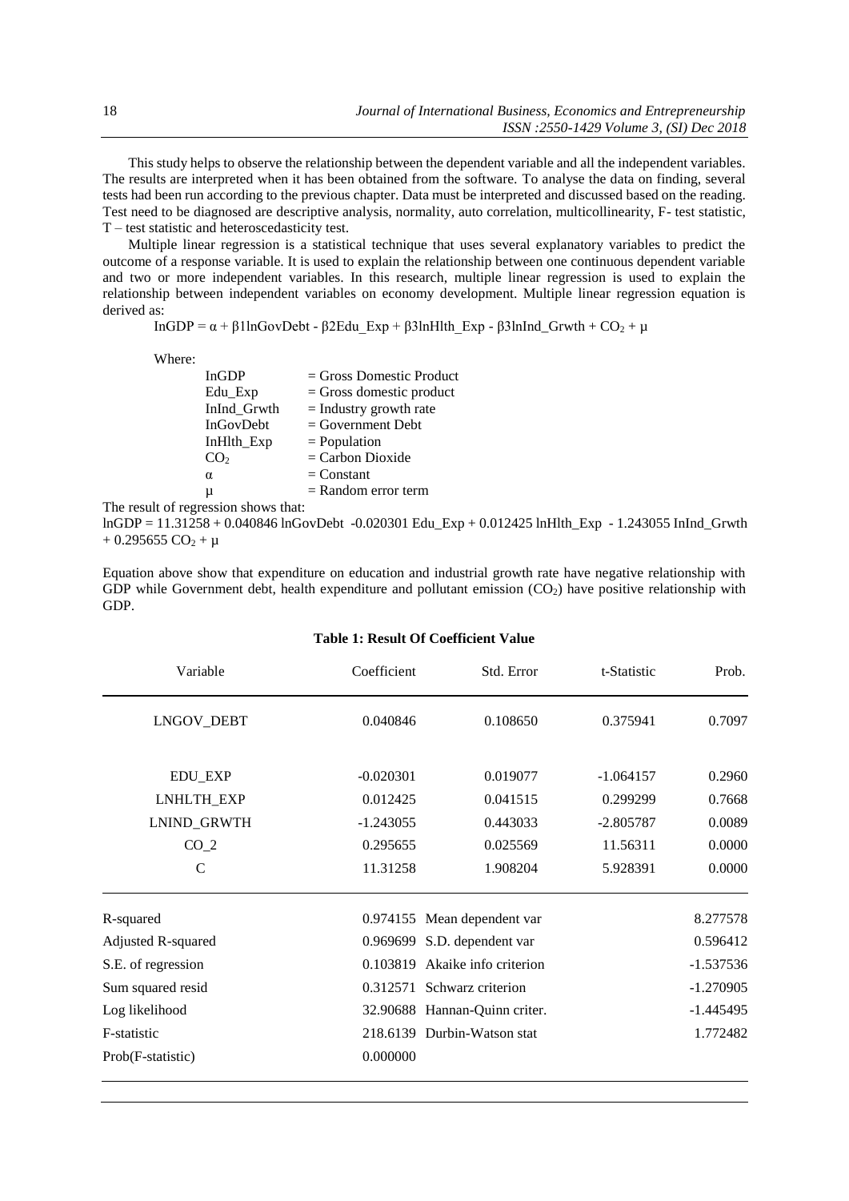This study helps to observe the relationship between the dependent variable and all the independent variables. The results are interpreted when it has been obtained from the software. To analyse the data on finding, several tests had been run according to the previous chapter. Data must be interpreted and discussed based on the reading. Test need to be diagnosed are descriptive analysis, normality, auto correlation, multicollinearity, F- test statistic, T – test statistic and heteroscedasticity test.

Multiple linear regression is a statistical technique that uses several explanatory variables to predict the outcome of a response variable. It is used to explain the relationship between one continuous dependent variable and two or more independent variables. In this research, multiple linear regression is used to explain the relationship between independent variables on economy development. Multiple linear regression equation is derived as:

$$\text{InGDP} = \alpha + \beta 1\text{lnGovDebt} - \beta 2\text{Edu\_Exp} + \beta 3\text{lnHlth\_Exp} - \beta 3\text{lnInd\_Grwth} + CO_2 + \mu$$

Where:

| | |
|---|---|
| InGDP | = Gross Domestic Product |
| Edu_Exp | = Gross domestic product |
| InInd_Grwth | = Industry growth rate |
| InGovDebt | = Government Debt |
| InHlth_Exp | = Population |
| $CO_2$ | = Carbon Dioxide |
| $\alpha$ | = Constant |
| $\mu$ | = Random error term |

The result of regression shows that:

$$\text{lnGDP} = 11.31258 + 0.040846\ \text{lnGovDebt} - 0.020301\ \text{Edu\_Exp} + 0.012425\ \text{lnHlth\_Exp} - 1.243055\ \text{InInd\_Grwth} + 0.295655\ CO_2 + \mu$$

Equation above show that expenditure on education and industrial growth rate have negative relationship with GDP while Government debt, health expenditure and pollutant emission ($CO_2$) have positive relationship with GDP.

**Table 1: Result Of Coefficient Value**

| Variable | Coefficient | Std. Error | t-Statistic | Prob. |
|---|---|---|---|---|
| LNGOV_DEBT | 0.040846 | 0.108650 | 0.375941 | 0.7097 |
| EDU_EXP | -0.020301 | 0.019077 | -1.064157 | 0.2960 |
| LNHLTH_EXP | 0.012425 | 0.041515 | 0.299299 | 0.7668 |
| LNIND_GRWTH | -1.243055 | 0.443033 | -2.805787 | 0.0089 |
| CO_2 | 0.295655 | 0.025569 | 11.56311 | 0.0000 |
| C | 11.31258 | 1.908204 | 5.928391 | 0.0000 |
| R-squared | 0.974155 | Mean dependent var | | 8.277578 |
| Adjusted R-squared | 0.969699 | S.D. dependent var | | 0.596412 |
| S.E. of regression | 0.103819 | Akaike info criterion | | -1.537536 |
| Sum squared resid | 0.312571 | Schwarz criterion | | -1.270905 |
| Log likelihood | 32.90688 | Hannan-Quinn criter. | | -1.445495 |
| F-statistic | 218.6139 | Durbin-Watson stat | | 1.772482 |
| Prob(F-statistic) | 0.000000 | | | |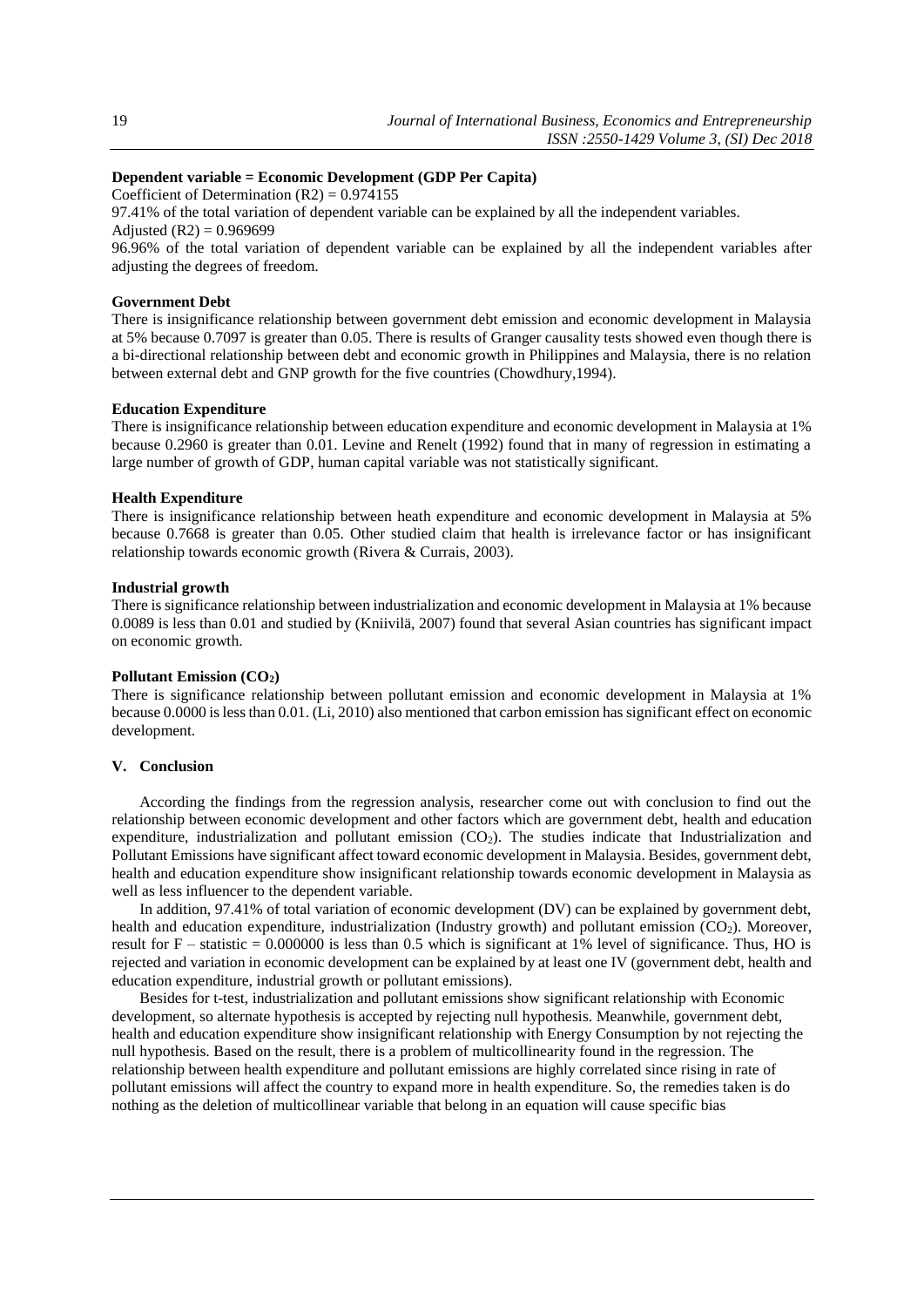**Dependent variable = Economic Development (GDP Per Capita)**

Coefficient of Determination (R2) = 0.974155

97.41% of the total variation of dependent variable can be explained by all the independent variables.

Adjusted (R2) = 0.969699

96.96% of the total variation of dependent variable can be explained by all the independent variables after adjusting the degrees of freedom.

**Government Debt**

There is insignificance relationship between government debt emission and economic development in Malaysia at 5% because 0.7097 is greater than 0.05. There is results of Granger causality tests showed even though there is a bi-directional relationship between debt and economic growth in Philippines and Malaysia, there is no relation between external debt and GNP growth for the five countries (Chowdhury,1994).

**Education Expenditure**

There is insignificance relationship between education expenditure and economic development in Malaysia at 1% because 0.2960 is greater than 0.01. Levine and Renelt (1992) found that in many of regression in estimating a large number of growth of GDP, human capital variable was not statistically significant.

**Health Expenditure**

There is insignificance relationship between heath expenditure and economic development in Malaysia at 5% because 0.7668 is greater than 0.05. Other studied claim that health is irrelevance factor or has insignificant relationship towards economic growth (Rivera & Currais, 2003).

**Industrial growth**

There is significance relationship between industrialization and economic development in Malaysia at 1% because 0.0089 is less than 0.01 and studied by (Kniivilä, 2007) found that several Asian countries has significant impact on economic growth.

**Pollutant Emission ($CO_2$)**

There is significance relationship between pollutant emission and economic development in Malaysia at 1% because 0.0000 is less than 0.01. (Li, 2010) also mentioned that carbon emission has significant effect on economic development.

## V. Conclusion

According the findings from the regression analysis, researcher come out with conclusion to find out the relationship between economic development and other factors which are government debt, health and education expenditure, industrialization and pollutant emission ($CO_2$). The studies indicate that Industrialization and Pollutant Emissions have significant affect toward economic development in Malaysia. Besides, government debt, health and education expenditure show insignificant relationship towards economic development in Malaysia as well as less influencer to the dependent variable.

In addition, 97.41% of total variation of economic development (DV) can be explained by government debt, health and education expenditure, industrialization (Industry growth) and pollutant emission ($CO_2$). Moreover, result for F – statistic = 0.000000 is less than 0.5 which is significant at 1% level of significance. Thus, HO is rejected and variation in economic development can be explained by at least one IV (government debt, health and education expenditure, industrial growth or pollutant emissions).

Besides for t-test, industrialization and pollutant emissions show significant relationship with Economic development, so alternate hypothesis is accepted by rejecting null hypothesis. Meanwhile, government debt, health and education expenditure show insignificant relationship with Energy Consumption by not rejecting the null hypothesis. Based on the result, there is a problem of multicollinearity found in the regression. The relationship between health expenditure and pollutant emissions are highly correlated since rising in rate of pollutant emissions will affect the country to expand more in health expenditure. So, the remedies taken is do nothing as the deletion of multicollinear variable that belong in an equation will cause specific bias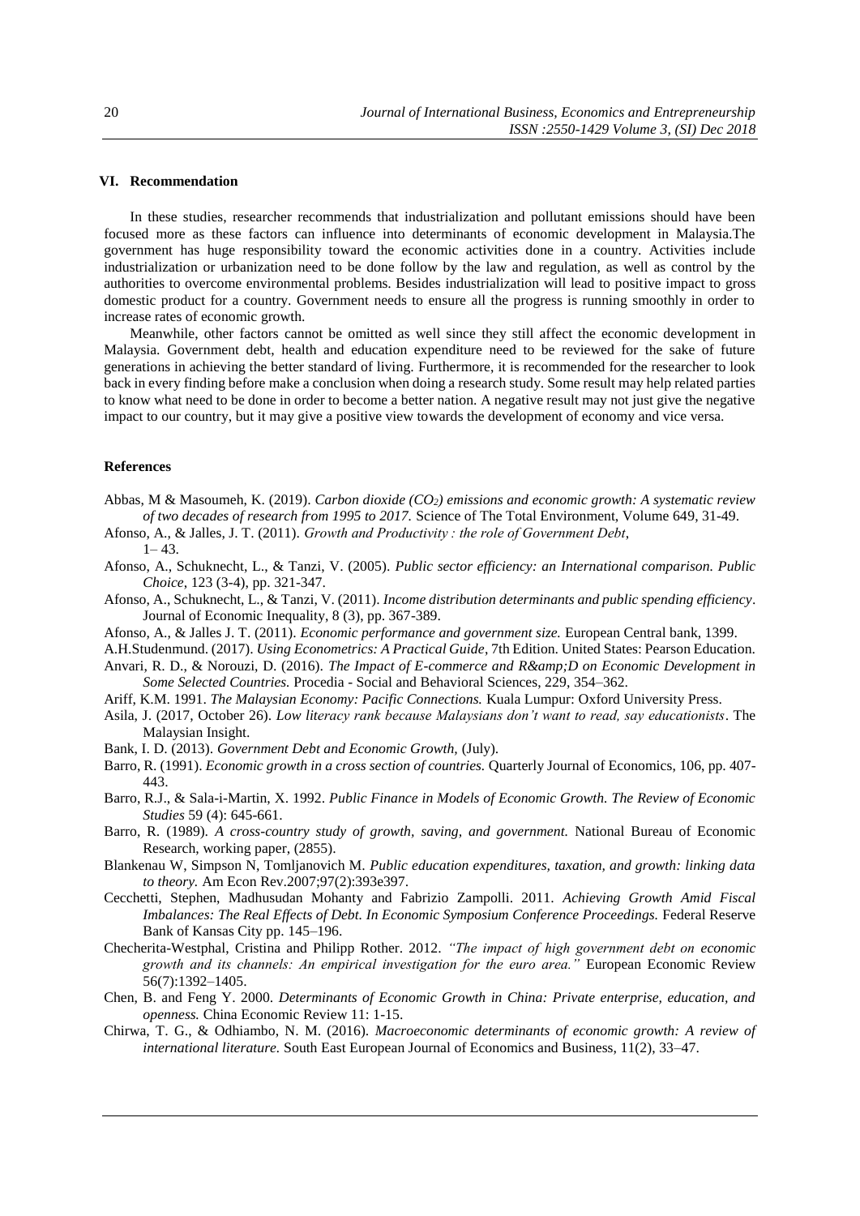## VI. Recommendation

In these studies, researcher recommends that industrialization and pollutant emissions should have been focused more as these factors can influence into determinants of economic development in Malaysia.The government has huge responsibility toward the economic activities done in a country. Activities include industrialization or urbanization need to be done follow by the law and regulation, as well as control by the authorities to overcome environmental problems. Besides industrialization will lead to positive impact to gross domestic product for a country. Government needs to ensure all the progress is running smoothly in order to increase rates of economic growth.

Meanwhile, other factors cannot be omitted as well since they still affect the economic development in Malaysia. Government debt, health and education expenditure need to be reviewed for the sake of future generations in achieving the better standard of living. Furthermore, it is recommended for the researcher to look back in every finding before make a conclusion when doing a research study. Some result may help related parties to know what need to be done in order to become a better nation. A negative result may not just give the negative impact to our country, but it may give a positive view towards the development of economy and vice versa.

## References

Abbas, M & Masoumeh, K. (2019). *Carbon dioxide ($CO_2$) emissions and economic growth: A systematic review of two decades of research from 1995 to 2017.* Science of The Total Environment, Volume 649, 31-49.

Afonso, A., & Jalles, J. T. (2011). *Growth and Productivity : the role of Government Debt*, 1– 43.

Afonso, A., Schuknecht, L., & Tanzi, V. (2005). *Public sector efficiency: an International comparison. Public Choice*, 123 (3-4), pp. 321-347.

Afonso, A., Schuknecht, L., & Tanzi, V. (2011). *Income distribution determinants and public spending efficiency*. Journal of Economic Inequality, 8 (3), pp. 367-389.

Afonso, A., & Jalles J. T. (2011). *Economic performance and government size.* European Central bank, 1399.

A.H.Studenmund. (2017). *Using Econometrics: A Practical Guide*, 7th Edition. United States: Pearson Education.

Anvari, R. D., & Norouzi, D. (2016). *The Impact of E-commerce and R&amp;D on Economic Development in Some Selected Countries.* Procedia - Social and Behavioral Sciences, 229, 354–362.

Ariff, K.M. 1991. *The Malaysian Economy: Pacific Connections.* Kuala Lumpur: Oxford University Press.

Asila, J. (2017, October 26). *Low literacy rank because Malaysians don't want to read, say educationists*. The Malaysian Insight.

Bank, I. D. (2013). *Government Debt and Economic Growth,* (July).

Barro, R. (1991). *Economic growth in a cross section of countries.* Quarterly Journal of Economics, 106, pp. 407-443.

Barro, R.J., & Sala-i-Martin, X. 1992. *Public Finance in Models of Economic Growth. The Review of Economic Studies* 59 (4): 645-661.

Barro, R. (1989). *A cross-country study of growth, saving, and government.* National Bureau of Economic Research, working paper, (2855).

Blankenau W, Simpson N, Tomljanovich M. *Public education expenditures, taxation, and growth: linking data to theory.* Am Econ Rev.2007;97(2):393e397.

Cecchetti, Stephen, Madhusudan Mohanty and Fabrizio Zampolli. 2011. *Achieving Growth Amid Fiscal Imbalances: The Real Effects of Debt. In Economic Symposium Conference Proceedings.* Federal Reserve Bank of Kansas City pp. 145–196.

Checherita-Westphal, Cristina and Philipp Rother. 2012. *"The impact of high government debt on economic growth and its channels: An empirical investigation for the euro area."* European Economic Review 56(7):1392–1405.

Chen, B. and Feng Y. 2000. *Determinants of Economic Growth in China: Private enterprise, education, and openness.* China Economic Review 11: 1-15.

Chirwa, T. G., & Odhiambo, N. M. (2016). *Macroeconomic determinants of economic growth: A review of international literature.* South East European Journal of Economics and Business, 11(2), 33–47.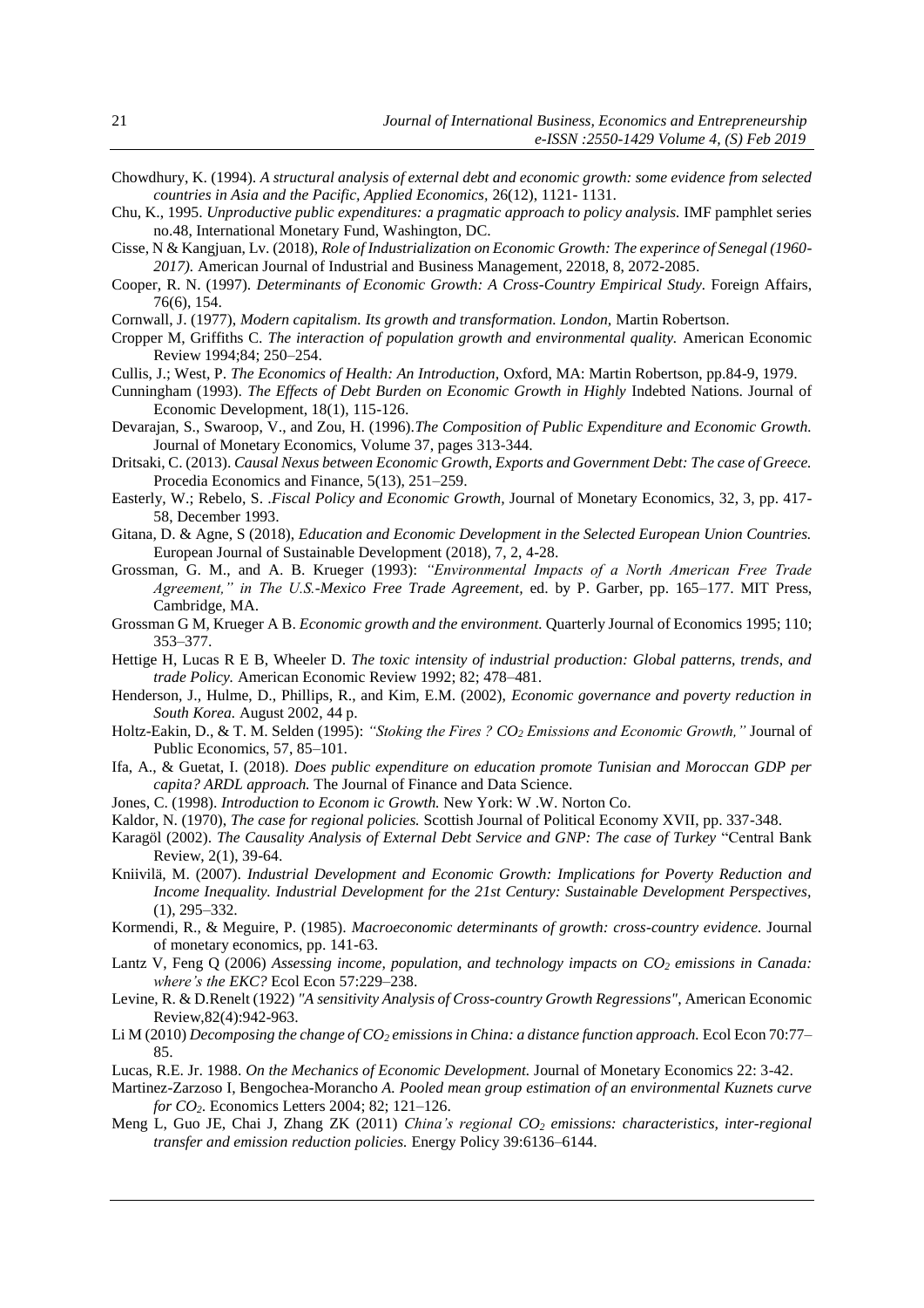Chowdhury, K. (1994). *A structural analysis of external debt and economic growth: some evidence from selected countries in Asia and the Pacific, Applied Economics*, 26(12), 1121- 1131.

Chu, K., 1995. *Unproductive public expenditures: a pragmatic approach to policy analysis.* IMF pamphlet series no.48, International Monetary Fund, Washington, DC.

Cisse, N & Kangjuan, Lv. (2018), *Role of Industrialization on Economic Growth: The experince of Senegal (1960-2017).* American Journal of Industrial and Business Management, 22018, 8, 2072-2085.

Cooper, R. N. (1997). *Determinants of Economic Growth: A Cross-Country Empirical Study*. Foreign Affairs, 76(6), 154.

Cornwall, J. (1977), *Modern capitalism. Its growth and transformation. London,* Martin Robertson.

Cropper M, Griffiths C. *The interaction of population growth and environmental quality.* American Economic Review 1994;84; 250–254.

Cullis, J.; West, P. *The Economics of Health: An Introduction,* Oxford, MA: Martin Robertson, pp.84-9, 1979.

Cunningham (1993). *The Effects of Debt Burden on Economic Growth in Highly* Indebted Nations. Journal of Economic Development, 18(1), 115-126.

Devarajan, S., Swaroop, V., and Zou, H. (1996).*The Composition of Public Expenditure and Economic Growth.* Journal of Monetary Economics, Volume 37, pages 313-344.

Dritsaki, C. (2013). *Causal Nexus between Economic Growth, Exports and Government Debt: The case of Greece.* Procedia Economics and Finance, 5(13), 251–259.

Easterly, W.; Rebelo, S. .*Fiscal Policy and Economic Growth,* Journal of Monetary Economics, 32, 3, pp. 417-58, December 1993.

Gitana, D. & Agne, S (2018), *Education and Economic Development in the Selected European Union Countries.* European Journal of Sustainable Development (2018), 7, 2, 4-28.

Grossman, G. M., and A. B. Krueger (1993): *"Environmental Impacts of a North American Free Trade Agreement," in The U.S.-Mexico Free Trade Agreement,* ed. by P. Garber, pp. 165–177. MIT Press, Cambridge, MA.

Grossman G M, Krueger A B. *Economic growth and the environment.* Quarterly Journal of Economics 1995; 110; 353–377.

Hettige H, Lucas R E B, Wheeler D. *The toxic intensity of industrial production: Global patterns, trends, and trade Policy.* American Economic Review 1992; 82; 478–481.

Henderson, J., Hulme, D., Phillips, R., and Kim, E.M. (2002), *Economic governance and poverty reduction in South Korea.* August 2002, 44 p.

Holtz-Eakin, D., & T. M. Selden (1995): *"Stoking the Fires ? $CO_2$ Emissions and Economic Growth,"* Journal of Public Economics, 57, 85–101.

Ifa, A., & Guetat, I. (2018). *Does public expenditure on education promote Tunisian and Moroccan GDP per capita? ARDL approach.* The Journal of Finance and Data Science.

Jones, C. (1998). *Introduction to Econom ic Growth.* New York: W .W. Norton Co.

Kaldor, N. (1970), *The case for regional policies.* Scottish Journal of Political Economy XVII, pp. 337-348.

Karagöl (2002). *The Causality Analysis of External Debt Service and GNP: The case of Turkey* "Central Bank Review, 2(1), 39-64.

Kniivilä, M. (2007). *Industrial Development and Economic Growth: Implications for Poverty Reduction and Income Inequality. Industrial Development for the 21st Century: Sustainable Development Perspectives,* (1), 295–332.

Kormendi, R., & Meguire, P. (1985). *Macroeconomic determinants of growth: cross-country evidence.* Journal of monetary economics, pp. 141-63.

Lantz V, Feng Q (2006) *Assessing income, population, and technology impacts on $CO_2$ emissions in Canada: where's the EKC?* Ecol Econ 57:229–238.

Levine, R. & D.Renelt (1922) *"A sensitivity Analysis of Cross-country Growth Regressions"*, American Economic Review,82(4):942-963.

Li M (2010) *Decomposing the change of $CO_2$ emissions in China: a distance function approach.* Ecol Econ 70:77–85.

Lucas, R.E. Jr. 1988. *On the Mechanics of Economic Development.* Journal of Monetary Economics 22: 3-42.

Martinez-Zarzoso I, Bengochea-Morancho *A. Pooled mean group estimation of an environmental Kuznets curve for $CO_2$.* Economics Letters 2004; 82; 121–126.

Meng L, Guo JE, Chai J, Zhang ZK (2011) *China's regional $CO_2$ emissions: characteristics, inter-regional transfer and emission reduction policies.* Energy Policy 39:6136–6144.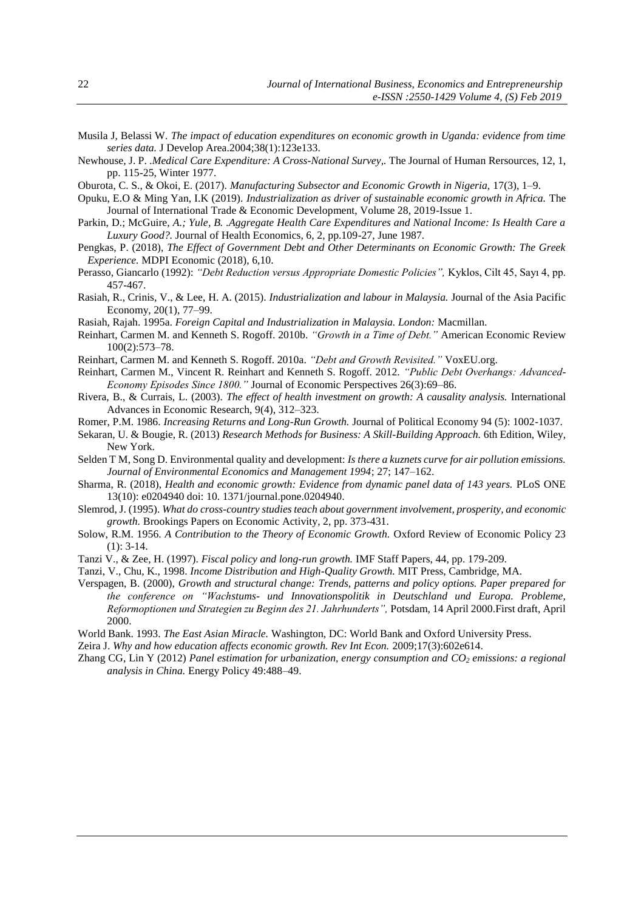Musila J, Belassi W. *The impact of education expenditures on economic growth in Uganda: evidence from time series data.* J Develop Area.2004;38(1):123e133.

Newhouse, J. P. .*Medical Care Expenditure: A Cross-National Survey,.* The Journal of Human Rersources, 12, 1, pp. 115-25, Winter 1977.

Oburota, C. S., & Okoi, E. (2017). *Manufacturing Subsector and Economic Growth in Nigeria,* 17(3), 1–9.

Opuku, E.O & Ming Yan, I.K (2019). *Industrialization as driver of sustainable economic growth in Africa.* The Journal of International Trade & Economic Development, Volume 28, 2019-Issue 1.

Parkin, D.; McGuire, *A.; Yule, B. .Aggregate Health Care Expenditures and National Income: Is Health Care a Luxury Good?.* Journal of Health Economics, 6, 2, pp.109-27, June 1987.

Pengkas, P. (2018), *The Effect of Government Debt and Other Determinants on Economic Growth: The Greek Experience.* MDPI Economic (2018), 6,10.

Perasso, Giancarlo (1992): *"Debt Reduction versus Appropriate Domestic Policies",* Kyklos, Cilt 45, Sayı 4, pp. 457-467.

Rasiah, R., Crinis, V., & Lee, H. A. (2015). *Industrialization and labour in Malaysia.* Journal of the Asia Pacific Economy, 20(1), 77–99.

Rasiah, Rajah. 1995a. *Foreign Capital and Industrialization in Malaysia. London:* Macmillan.

Reinhart, Carmen M. and Kenneth S. Rogoff. 2010b. *"Growth in a Time of Debt."* American Economic Review 100(2):573–78.

Reinhart, Carmen M. and Kenneth S. Rogoff. 2010a. *"Debt and Growth Revisited."* VoxEU.org.

Reinhart, Carmen M., Vincent R. Reinhart and Kenneth S. Rogoff. 2012. *"Public Debt Overhangs: Advanced-Economy Episodes Since 1800."* Journal of Economic Perspectives 26(3):69–86.

Rivera, B., & Currais, L. (2003). *The effect of health investment on growth: A causality analysis.* International Advances in Economic Research, 9(4), 312–323.

Romer, P.M. 1986. *Increasing Returns and Long-Run Growth.* Journal of Political Economy 94 (5): 1002-1037.

Sekaran, U. & Bougie, R. (2013) *Research Methods for Business: A Skill-Building Approach.* 6th Edition, Wiley, New York.

Selden T M, Song D. Environmental quality and development: *Is there a kuznets curve for air pollution emissions. Journal of Environmental Economics and Management 1994*; 27; 147–162.

Sharma, R. (2018), *Health and economic growth: Evidence from dynamic panel data of 143 years.* PLoS ONE 13(10): e0204940 doi: 10. 1371/journal.pone.0204940.

Slemrod, J. (1995). *What do cross-country studies teach about government involvement, prosperity, and economic growth.* Brookings Papers on Economic Activity, 2, pp. 373-431.

Solow, R.M. 1956. *A Contribution to the Theory of Economic Growth.* Oxford Review of Economic Policy 23 (1): 3-14.

Tanzi V., & Zee, H. (1997). *Fiscal policy and long-run growth.* IMF Staff Papers, 44, pp. 179-209.

Tanzi, V., Chu, K., 1998. *Income Distribution and High-Quality Growth.* MIT Press, Cambridge, MA.

Verspagen, B. (2000), *Growth and structural change: Trends, patterns and policy options. Paper prepared for the conference on "Wachstums- und Innovationspolitik in Deutschland und Europa. Probleme, Reformoptionen und Strategien zu Beginn des 21. Jahrhunderts",* Potsdam, 14 April 2000.First draft, April 2000.

World Bank. 1993. *The East Asian Miracle.* Washington, DC: World Bank and Oxford University Press.

Zeira J. *Why and how education affects economic growth. Rev Int Econ.* 2009;17(3):602e614.

Zhang CG, Lin Y (2012) *Panel estimation for urbanization, energy consumption and $CO_2$ emissions: a regional analysis in China.* Energy Policy 49:488–49.